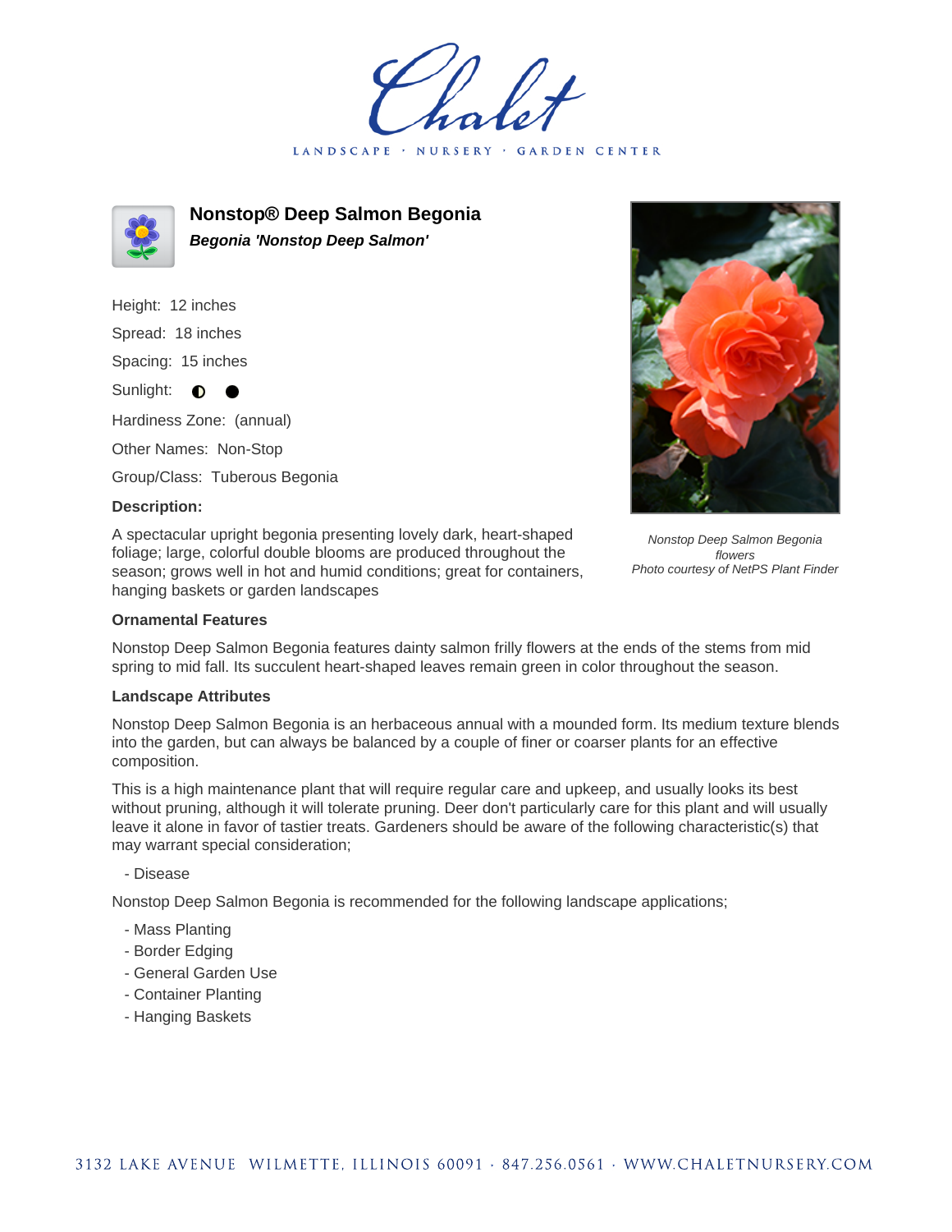# Chalet

LANDSCAPE · NURSERY · GARDEN CENTER

## Nonstop® Deep Salmon Begonia

***Begonia 'Nonstop Deep Salmon'***

Height: 12 inches

Spread: 18 inches

Spacing: 15 inches

Sunlight: ◐ ●

Hardiness Zone: (annual)

Other Names: Non-Stop

Group/Class: Tuberous Begonia

**Description:**

A spectacular upright begonia presenting lovely dark, heart-shaped foliage; large, colorful double blooms are produced throughout the season; grows well in hot and humid conditions; great for containers, hanging baskets or garden landscapes

*Nonstop Deep Salmon Begonia flowers*
*Photo courtesy of NetPS Plant Finder*

**Ornamental Features**

Nonstop Deep Salmon Begonia features dainty salmon frilly flowers at the ends of the stems from mid spring to mid fall. Its succulent heart-shaped leaves remain green in color throughout the season.

**Landscape Attributes**

Nonstop Deep Salmon Begonia is an herbaceous annual with a mounded form. Its medium texture blends into the garden, but can always be balanced by a couple of finer or coarser plants for an effective composition.

This is a high maintenance plant that will require regular care and upkeep, and usually looks its best without pruning, although it will tolerate pruning. Deer don't particularly care for this plant and will usually leave it alone in favor of tastier treats. Gardeners should be aware of the following characteristic(s) that may warrant special consideration;

- Disease

Nonstop Deep Salmon Begonia is recommended for the following landscape applications;

- Mass Planting
- Border Edging
- General Garden Use
- Container Planting
- Hanging Baskets

3132 LAKE AVENUE WILMETTE, ILLINOIS 60091 · 847.256.0561 · WWW.CHALETNURSERY.COM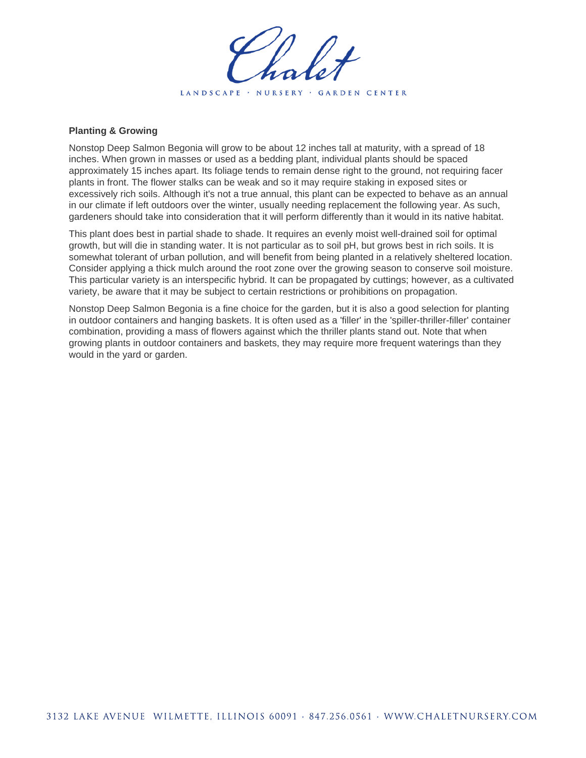### Planting & Growing

Nonstop Deep Salmon Begonia will grow to be about 12 inches tall at maturity, with a spread of 18 inches. When grown in masses or used as a bedding plant, individual plants should be spaced approximately 15 inches apart. Its foliage tends to remain dense right to the ground, not requiring facer plants in front. The flower stalks can be weak and so it may require staking in exposed sites or excessively rich soils. Although it's not a true annual, this plant can be expected to behave as an annual in our climate if left outdoors over the winter, usually needing replacement the following year. As such, gardeners should take into consideration that it will perform differently than it would in its native habitat.

This plant does best in partial shade to shade. It requires an evenly moist well-drained soil for optimal growth, but will die in standing water. It is not particular as to soil pH, but grows best in rich soils. It is somewhat tolerant of urban pollution, and will benefit from being planted in a relatively sheltered location. Consider applying a thick mulch around the root zone over the growing season to conserve soil moisture. This particular variety is an interspecific hybrid. It can be propagated by cuttings; however, as a cultivated variety, be aware that it may be subject to certain restrictions or prohibitions on propagation.

Nonstop Deep Salmon Begonia is a fine choice for the garden, but it is also a good selection for planting in outdoor containers and hanging baskets. It is often used as a 'filler' in the 'spiller-thriller-filler' container combination, providing a mass of flowers against which the thriller plants stand out. Note that when growing plants in outdoor containers and baskets, they may require more frequent waterings than they would in the yard or garden.